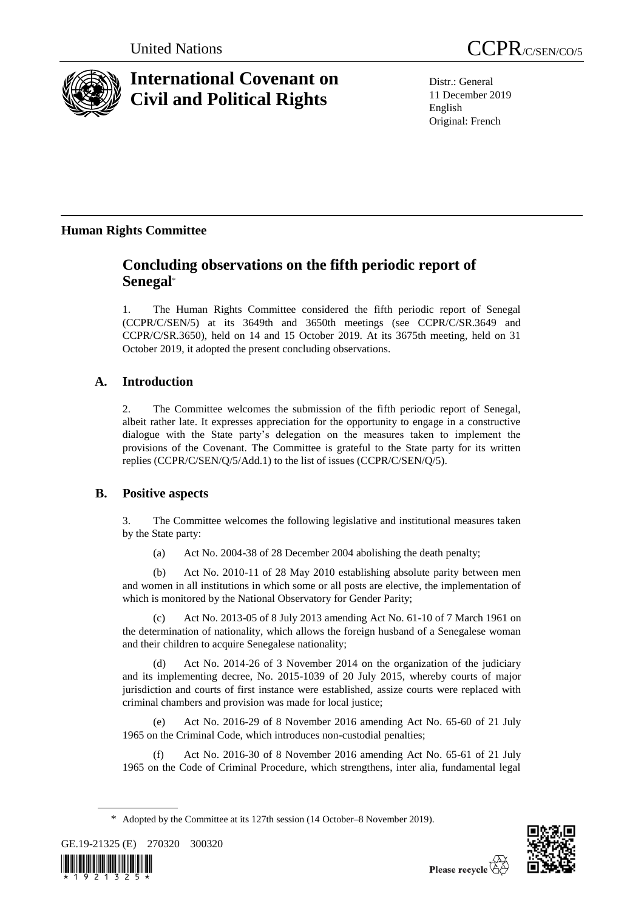United Nations

CCPR/C/SEN/CO/5

# International Covenant on Civil and Political Rights

Distr.: General
11 December 2019
English
Original: French

## Human Rights Committee

# Concluding observations on the fifth periodic report of Senegal*

1. The Human Rights Committee considered the fifth periodic report of Senegal (CCPR/C/SEN/5) at its 3649th and 3650th meetings (see CCPR/C/SR.3649 and CCPR/C/SR.3650), held on 14 and 15 October 2019. At its 3675th meeting, held on 31 October 2019, it adopted the present concluding observations.

## A. Introduction

2. The Committee welcomes the submission of the fifth periodic report of Senegal, albeit rather late. It expresses appreciation for the opportunity to engage in a constructive dialogue with the State party's delegation on the measures taken to implement the provisions of the Covenant. The Committee is grateful to the State party for its written replies (CCPR/C/SEN/Q/5/Add.1) to the list of issues (CCPR/C/SEN/Q/5).

## B. Positive aspects

3. The Committee welcomes the following legislative and institutional measures taken by the State party:

(a) Act No. 2004-38 of 28 December 2004 abolishing the death penalty;

(b) Act No. 2010-11 of 28 May 2010 establishing absolute parity between men and women in all institutions in which some or all posts are elective, the implementation of which is monitored by the National Observatory for Gender Parity;

(c) Act No. 2013-05 of 8 July 2013 amending Act No. 61-10 of 7 March 1961 on the determination of nationality, which allows the foreign husband of a Senegalese woman and their children to acquire Senegalese nationality;

(d) Act No. 2014-26 of 3 November 2014 on the organization of the judiciary and its implementing decree, No. 2015-1039 of 20 July 2015, whereby courts of major jurisdiction and courts of first instance were established, assize courts were replaced with criminal chambers and provision was made for local justice;

(e) Act No. 2016-29 of 8 November 2016 amending Act No. 65-60 of 21 July 1965 on the Criminal Code, which introduces non-custodial penalties;

(f) Act No. 2016-30 of 8 November 2016 amending Act No. 65-61 of 21 July 1965 on the Code of Criminal Procedure, which strengthens, inter alia, fundamental legal

\* Adopted by the Committee at its 127th session (14 October–8 November 2019).

GE.19-21325 (E) 270320 300320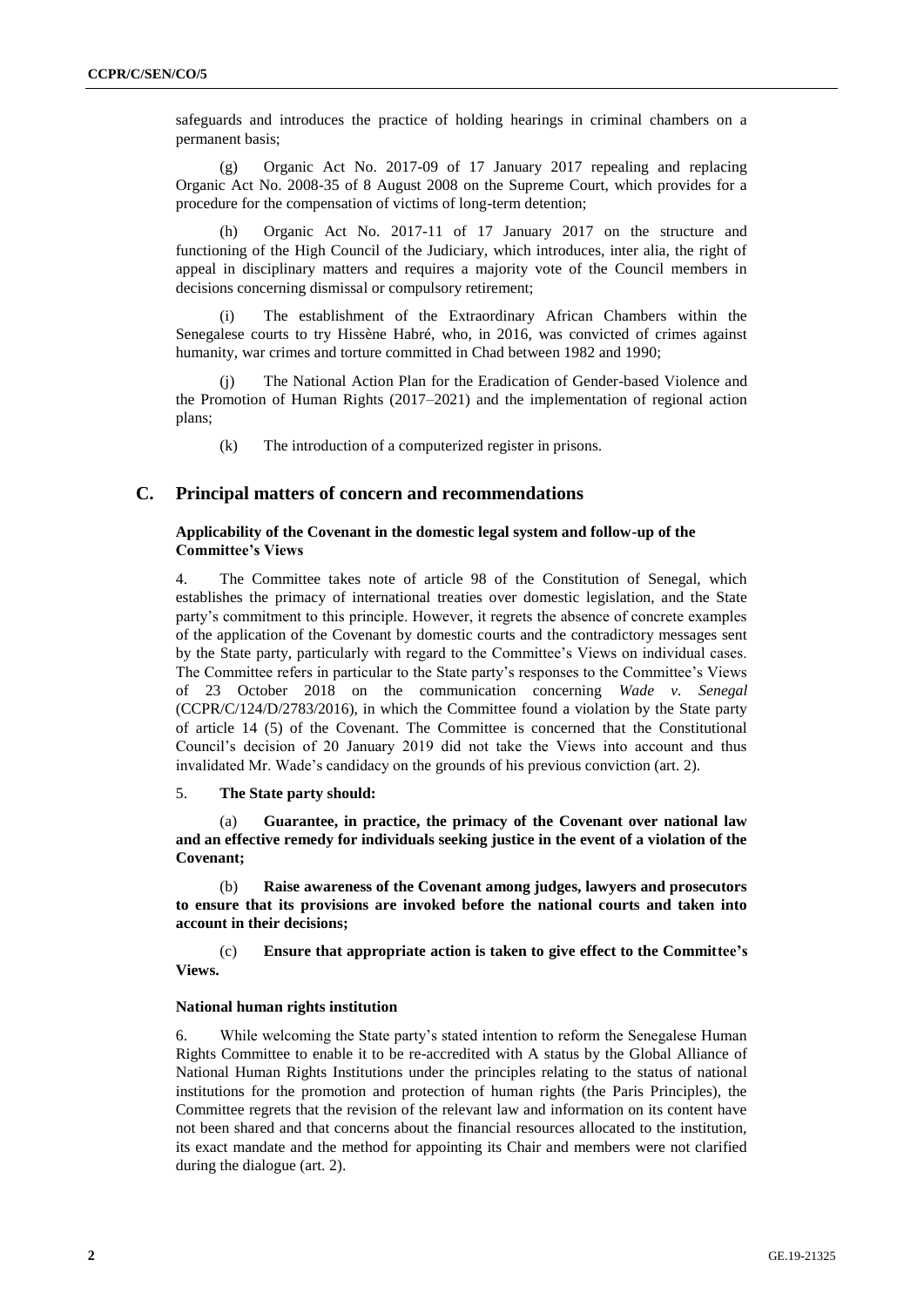safeguards and introduces the practice of holding hearings in criminal chambers on a permanent basis;

(g) Organic Act No. 2017-09 of 17 January 2017 repealing and replacing Organic Act No. 2008-35 of 8 August 2008 on the Supreme Court, which provides for a procedure for the compensation of victims of long-term detention;

(h) Organic Act No. 2017-11 of 17 January 2017 on the structure and functioning of the High Council of the Judiciary, which introduces, inter alia, the right of appeal in disciplinary matters and requires a majority vote of the Council members in decisions concerning dismissal or compulsory retirement;

(i) The establishment of the Extraordinary African Chambers within the Senegalese courts to try Hissène Habré, who, in 2016, was convicted of crimes against humanity, war crimes and torture committed in Chad between 1982 and 1990;

(j) The National Action Plan for the Eradication of Gender-based Violence and the Promotion of Human Rights (2017–2021) and the implementation of regional action plans;

(k) The introduction of a computerized register in prisons.

## C. Principal matters of concern and recommendations

### Applicability of the Covenant in the domestic legal system and follow-up of the Committee's Views

4. The Committee takes note of article 98 of the Constitution of Senegal, which establishes the primacy of international treaties over domestic legislation, and the State party's commitment to this principle. However, it regrets the absence of concrete examples of the application of the Covenant by domestic courts and the contradictory messages sent by the State party, particularly with regard to the Committee's Views on individual cases. The Committee refers in particular to the State party's responses to the Committee's Views of 23 October 2018 on the communication concerning *Wade v. Senegal* (CCPR/C/124/D/2783/2016), in which the Committee found a violation by the State party of article 14 (5) of the Covenant. The Committee is concerned that the Constitutional Council's decision of 20 January 2019 did not take the Views into account and thus invalidated Mr. Wade's candidacy on the grounds of his previous conviction (art. 2).

5. **The State party should:**

(a) **Guarantee, in practice, the primacy of the Covenant over national law and an effective remedy for individuals seeking justice in the event of a violation of the Covenant;**

(b) **Raise awareness of the Covenant among judges, lawyers and prosecutors to ensure that its provisions are invoked before the national courts and taken into account in their decisions;**

(c) **Ensure that appropriate action is taken to give effect to the Committee's Views.**

### National human rights institution

6. While welcoming the State party's stated intention to reform the Senegalese Human Rights Committee to enable it to be re-accredited with A status by the Global Alliance of National Human Rights Institutions under the principles relating to the status of national institutions for the promotion and protection of human rights (the Paris Principles), the Committee regrets that the revision of the relevant law and information on its content have not been shared and that concerns about the financial resources allocated to the institution, its exact mandate and the method for appointing its Chair and members were not clarified during the dialogue (art. 2).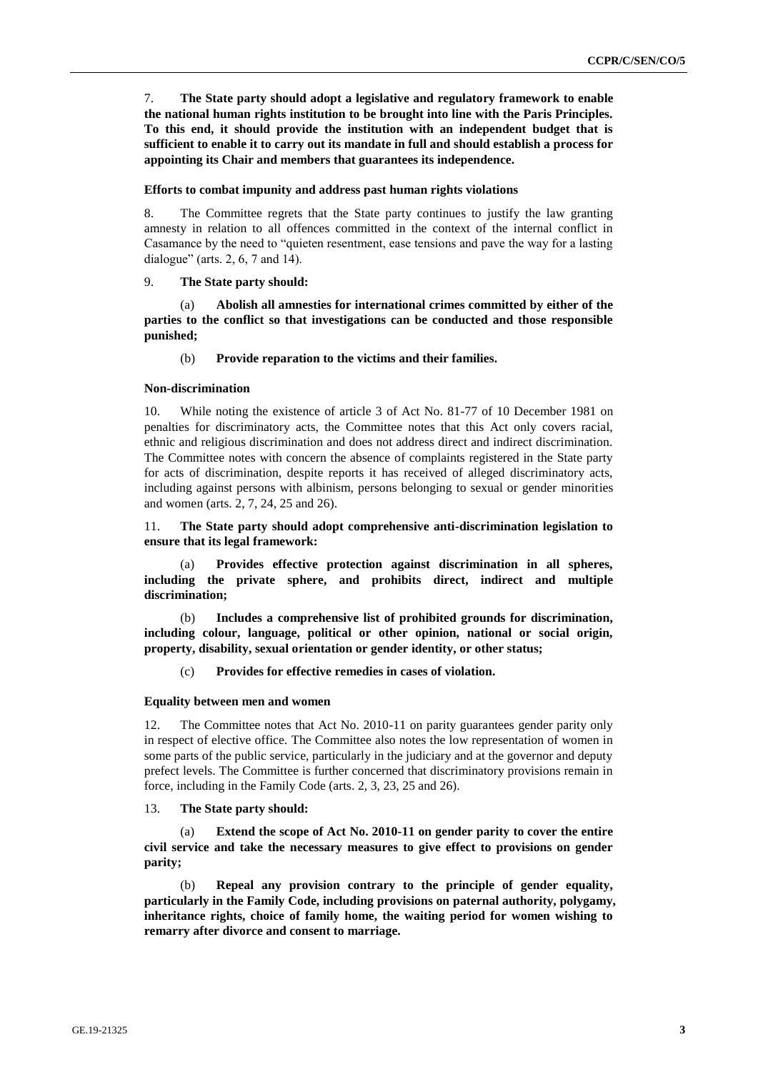7. **The State party should adopt a legislative and regulatory framework to enable the national human rights institution to be brought into line with the Paris Principles. To this end, it should provide the institution with an independent budget that is sufficient to enable it to carry out its mandate in full and should establish a process for appointing its Chair and members that guarantees its independence.**

### Efforts to combat impunity and address past human rights violations

8. The Committee regrets that the State party continues to justify the law granting amnesty in relation to all offences committed in the context of the internal conflict in Casamance by the need to "quieten resentment, ease tensions and pave the way for a lasting dialogue" (arts. 2, 6, 7 and 14).

9. **The State party should:**

(a) **Abolish all amnesties for international crimes committed by either of the parties to the conflict so that investigations can be conducted and those responsible punished;**

(b) **Provide reparation to the victims and their families.**

### Non-discrimination

10. While noting the existence of article 3 of Act No. 81-77 of 10 December 1981 on penalties for discriminatory acts, the Committee notes that this Act only covers racial, ethnic and religious discrimination and does not address direct and indirect discrimination. The Committee notes with concern the absence of complaints registered in the State party for acts of discrimination, despite reports it has received of alleged discriminatory acts, including against persons with albinism, persons belonging to sexual or gender minorities and women (arts. 2, 7, 24, 25 and 26).

11. **The State party should adopt comprehensive anti-discrimination legislation to ensure that its legal framework:**

(a) **Provides effective protection against discrimination in all spheres, including the private sphere, and prohibits direct, indirect and multiple discrimination;**

(b) **Includes a comprehensive list of prohibited grounds for discrimination, including colour, language, political or other opinion, national or social origin, property, disability, sexual orientation or gender identity, or other status;**

(c) **Provides for effective remedies in cases of violation.**

### Equality between men and women

12. The Committee notes that Act No. 2010-11 on parity guarantees gender parity only in respect of elective office. The Committee also notes the low representation of women in some parts of the public service, particularly in the judiciary and at the governor and deputy prefect levels. The Committee is further concerned that discriminatory provisions remain in force, including in the Family Code (arts. 2, 3, 23, 25 and 26).

13. **The State party should:**

(a) **Extend the scope of Act No. 2010-11 on gender parity to cover the entire civil service and take the necessary measures to give effect to provisions on gender parity;**

(b) **Repeal any provision contrary to the principle of gender equality, particularly in the Family Code, including provisions on paternal authority, polygamy, inheritance rights, choice of family home, the waiting period for women wishing to remarry after divorce and consent to marriage.**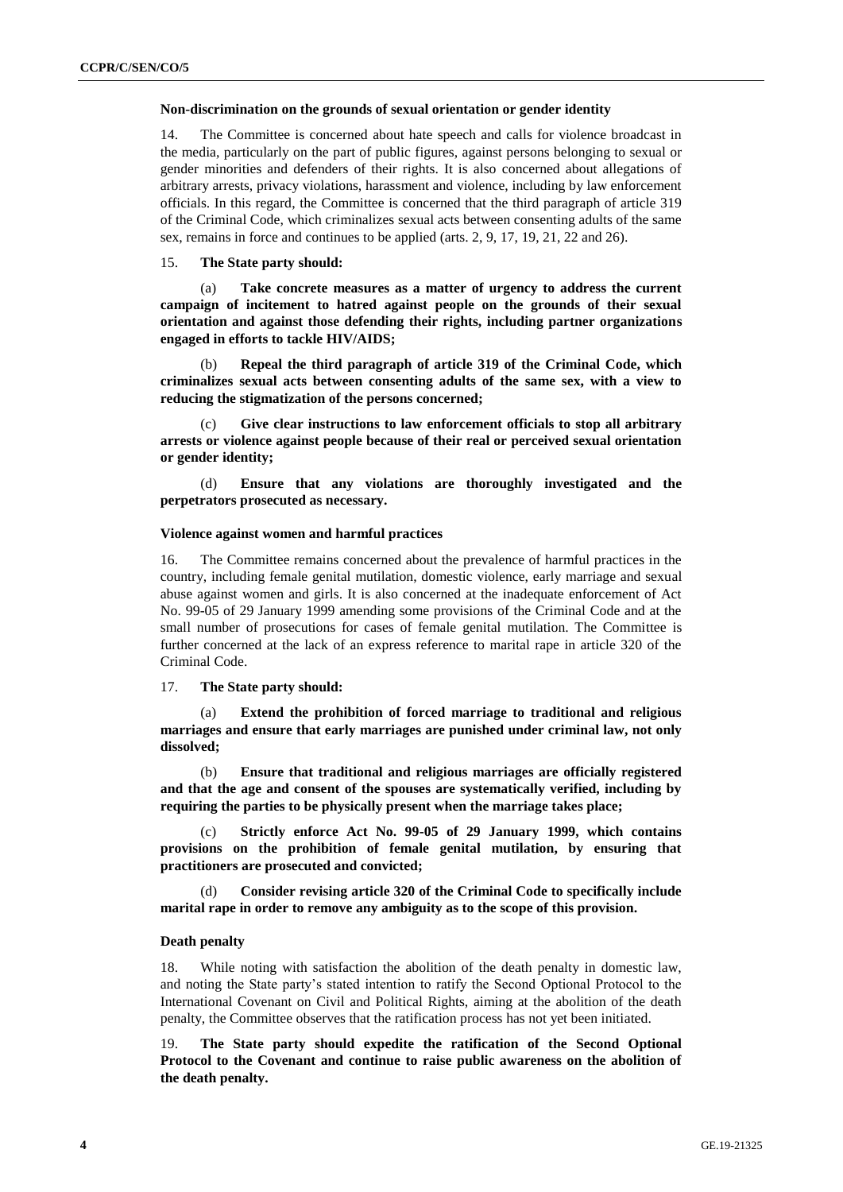### Non-discrimination on the grounds of sexual orientation or gender identity

14. The Committee is concerned about hate speech and calls for violence broadcast in the media, particularly on the part of public figures, against persons belonging to sexual or gender minorities and defenders of their rights. It is also concerned about allegations of arbitrary arrests, privacy violations, harassment and violence, including by law enforcement officials. In this regard, the Committee is concerned that the third paragraph of article 319 of the Criminal Code, which criminalizes sexual acts between consenting adults of the same sex, remains in force and continues to be applied (arts. 2, 9, 17, 19, 21, 22 and 26).

15. **The State party should:**

(a) **Take concrete measures as a matter of urgency to address the current campaign of incitement to hatred against people on the grounds of their sexual orientation and against those defending their rights, including partner organizations engaged in efforts to tackle HIV/AIDS;**

(b) **Repeal the third paragraph of article 319 of the Criminal Code, which criminalizes sexual acts between consenting adults of the same sex, with a view to reducing the stigmatization of the persons concerned;**

(c) **Give clear instructions to law enforcement officials to stop all arbitrary arrests or violence against people because of their real or perceived sexual orientation or gender identity;**

(d) **Ensure that any violations are thoroughly investigated and the perpetrators prosecuted as necessary.**

### Violence against women and harmful practices

16. The Committee remains concerned about the prevalence of harmful practices in the country, including female genital mutilation, domestic violence, early marriage and sexual abuse against women and girls. It is also concerned at the inadequate enforcement of Act No. 99-05 of 29 January 1999 amending some provisions of the Criminal Code and at the small number of prosecutions for cases of female genital mutilation. The Committee is further concerned at the lack of an express reference to marital rape in article 320 of the Criminal Code.

17. **The State party should:**

(a) **Extend the prohibition of forced marriage to traditional and religious marriages and ensure that early marriages are punished under criminal law, not only dissolved;**

(b) **Ensure that traditional and religious marriages are officially registered and that the age and consent of the spouses are systematically verified, including by requiring the parties to be physically present when the marriage takes place;**

(c) **Strictly enforce Act No. 99-05 of 29 January 1999, which contains provisions on the prohibition of female genital mutilation, by ensuring that practitioners are prosecuted and convicted;**

(d) **Consider revising article 320 of the Criminal Code to specifically include marital rape in order to remove any ambiguity as to the scope of this provision.**

### Death penalty

18. While noting with satisfaction the abolition of the death penalty in domestic law, and noting the State party's stated intention to ratify the Second Optional Protocol to the International Covenant on Civil and Political Rights, aiming at the abolition of the death penalty, the Committee observes that the ratification process has not yet been initiated.

19. **The State party should expedite the ratification of the Second Optional Protocol to the Covenant and continue to raise public awareness on the abolition of the death penalty.**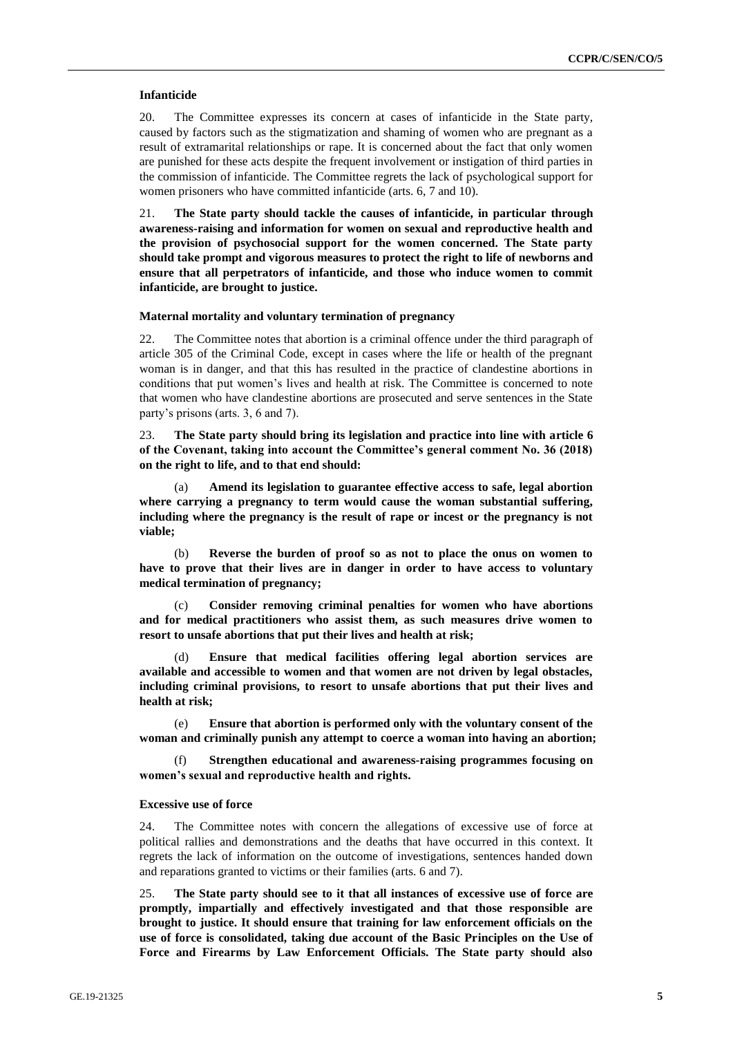**Infanticide**

20. The Committee expresses its concern at cases of infanticide in the State party, caused by factors such as the stigmatization and shaming of women who are pregnant as a result of extramarital relationships or rape. It is concerned about the fact that only women are punished for these acts despite the frequent involvement or instigation of third parties in the commission of infanticide. The Committee regrets the lack of psychological support for women prisoners who have committed infanticide (arts. 6, 7 and 10).

21. **The State party should tackle the causes of infanticide, in particular through awareness-raising and information for women on sexual and reproductive health and the provision of psychosocial support for the women concerned. The State party should take prompt and vigorous measures to protect the right to life of newborns and ensure that all perpetrators of infanticide, and those who induce women to commit infanticide, are brought to justice.**

**Maternal mortality and voluntary termination of pregnancy**

22. The Committee notes that abortion is a criminal offence under the third paragraph of article 305 of the Criminal Code, except in cases where the life or health of the pregnant woman is in danger, and that this has resulted in the practice of clandestine abortions in conditions that put women's lives and health at risk. The Committee is concerned to note that women who have clandestine abortions are prosecuted and serve sentences in the State party's prisons (arts. 3, 6 and 7).

23. **The State party should bring its legislation and practice into line with article 6 of the Covenant, taking into account the Committee's general comment No. 36 (2018) on the right to life, and to that end should:**

(a) **Amend its legislation to guarantee effective access to safe, legal abortion where carrying a pregnancy to term would cause the woman substantial suffering, including where the pregnancy is the result of rape or incest or the pregnancy is not viable;**

(b) **Reverse the burden of proof so as not to place the onus on women to have to prove that their lives are in danger in order to have access to voluntary medical termination of pregnancy;**

(c) **Consider removing criminal penalties for women who have abortions and for medical practitioners who assist them, as such measures drive women to resort to unsafe abortions that put their lives and health at risk;**

(d) **Ensure that medical facilities offering legal abortion services are available and accessible to women and that women are not driven by legal obstacles, including criminal provisions, to resort to unsafe abortions that put their lives and health at risk;**

(e) **Ensure that abortion is performed only with the voluntary consent of the woman and criminally punish any attempt to coerce a woman into having an abortion;**

(f) **Strengthen educational and awareness-raising programmes focusing on women's sexual and reproductive health and rights.**

**Excessive use of force**

24. The Committee notes with concern the allegations of excessive use of force at political rallies and demonstrations and the deaths that have occurred in this context. It regrets the lack of information on the outcome of investigations, sentences handed down and reparations granted to victims or their families (arts. 6 and 7).

25. **The State party should see to it that all instances of excessive use of force are promptly, impartially and effectively investigated and that those responsible are brought to justice. It should ensure that training for law enforcement officials on the use of force is consolidated, taking due account of the Basic Principles on the Use of Force and Firearms by Law Enforcement Officials. The State party should also**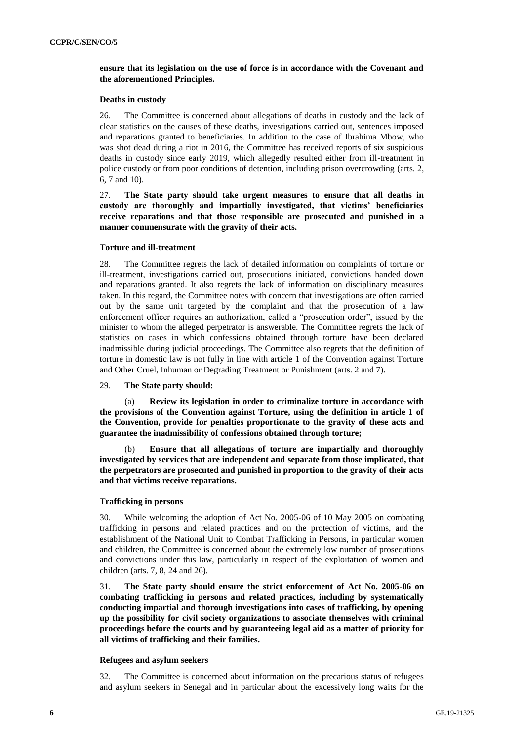**ensure that its legislation on the use of force is in accordance with the Covenant and the aforementioned Principles.**

### Deaths in custody

26. The Committee is concerned about allegations of deaths in custody and the lack of clear statistics on the causes of these deaths, investigations carried out, sentences imposed and reparations granted to beneficiaries. In addition to the case of Ibrahima Mbow, who was shot dead during a riot in 2016, the Committee has received reports of six suspicious deaths in custody since early 2019, which allegedly resulted either from ill-treatment in police custody or from poor conditions of detention, including prison overcrowding (arts. 2, 6, 7 and 10).

27. **The State party should take urgent measures to ensure that all deaths in custody are thoroughly and impartially investigated, that victims' beneficiaries receive reparations and that those responsible are prosecuted and punished in a manner commensurate with the gravity of their acts.**

### Torture and ill-treatment

28. The Committee regrets the lack of detailed information on complaints of torture or ill-treatment, investigations carried out, prosecutions initiated, convictions handed down and reparations granted. It also regrets the lack of information on disciplinary measures taken. In this regard, the Committee notes with concern that investigations are often carried out by the same unit targeted by the complaint and that the prosecution of a law enforcement officer requires an authorization, called a "prosecution order", issued by the minister to whom the alleged perpetrator is answerable. The Committee regrets the lack of statistics on cases in which confessions obtained through torture have been declared inadmissible during judicial proceedings. The Committee also regrets that the definition of torture in domestic law is not fully in line with article 1 of the Convention against Torture and Other Cruel, Inhuman or Degrading Treatment or Punishment (arts. 2 and 7).

29. **The State party should:**

(a) **Review its legislation in order to criminalize torture in accordance with the provisions of the Convention against Torture, using the definition in article 1 of the Convention, provide for penalties proportionate to the gravity of these acts and guarantee the inadmissibility of confessions obtained through torture;**

(b) **Ensure that all allegations of torture are impartially and thoroughly investigated by services that are independent and separate from those implicated, that the perpetrators are prosecuted and punished in proportion to the gravity of their acts and that victims receive reparations.**

### Trafficking in persons

30. While welcoming the adoption of Act No. 2005-06 of 10 May 2005 on combating trafficking in persons and related practices and on the protection of victims, and the establishment of the National Unit to Combat Trafficking in Persons, in particular women and children, the Committee is concerned about the extremely low number of prosecutions and convictions under this law, particularly in respect of the exploitation of women and children (arts. 7, 8, 24 and 26).

31. **The State party should ensure the strict enforcement of Act No. 2005-06 on combating trafficking in persons and related practices, including by systematically conducting impartial and thorough investigations into cases of trafficking, by opening up the possibility for civil society organizations to associate themselves with criminal proceedings before the courts and by guaranteeing legal aid as a matter of priority for all victims of trafficking and their families.**

### Refugees and asylum seekers

32. The Committee is concerned about information on the precarious status of refugees and asylum seekers in Senegal and in particular about the excessively long waits for the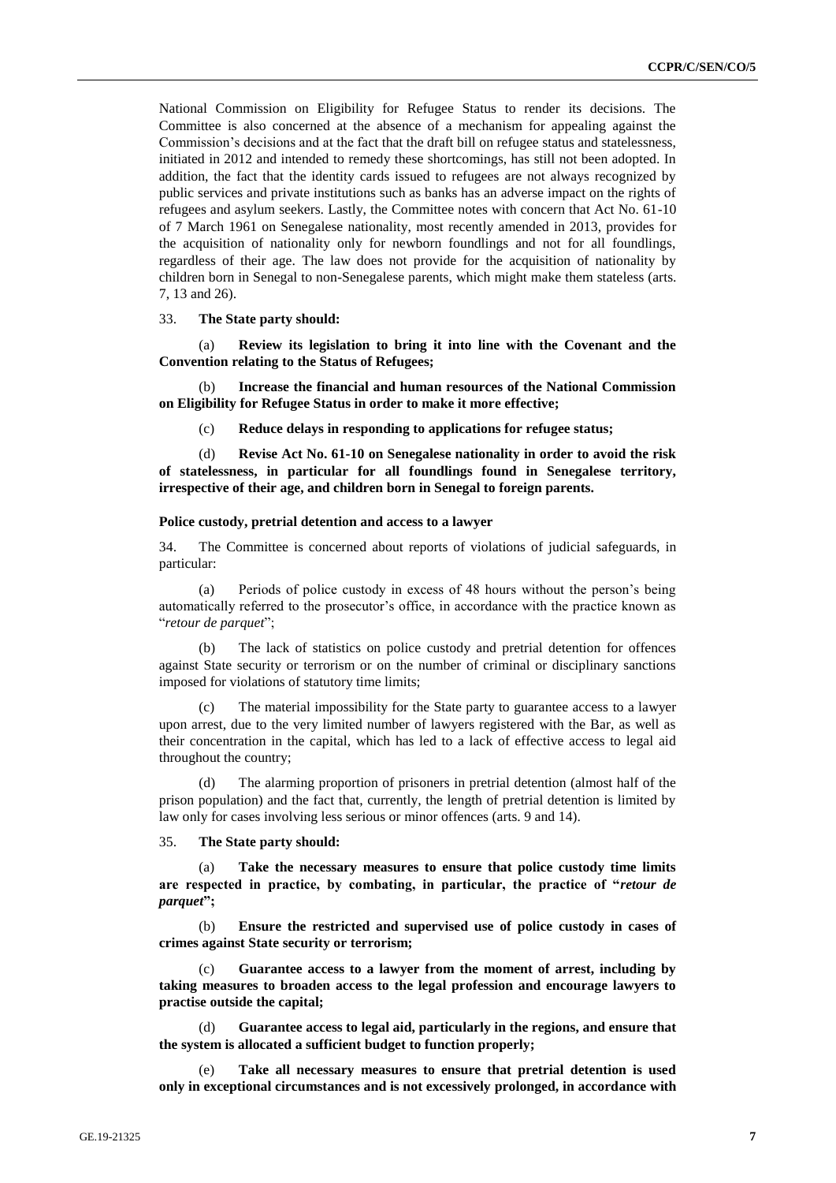National Commission on Eligibility for Refugee Status to render its decisions. The Committee is also concerned at the absence of a mechanism for appealing against the Commission's decisions and at the fact that the draft bill on refugee status and statelessness, initiated in 2012 and intended to remedy these shortcomings, has still not been adopted. In addition, the fact that the identity cards issued to refugees are not always recognized by public services and private institutions such as banks has an adverse impact on the rights of refugees and asylum seekers. Lastly, the Committee notes with concern that Act No. 61-10 of 7 March 1961 on Senegalese nationality, most recently amended in 2013, provides for the acquisition of nationality only for newborn foundlings and not for all foundlings, regardless of their age. The law does not provide for the acquisition of nationality by children born in Senegal to non-Senegalese parents, which might make them stateless (arts. 7, 13 and 26).

33. **The State party should:**

(a) **Review its legislation to bring it into line with the Covenant and the Convention relating to the Status of Refugees;**

(b) **Increase the financial and human resources of the National Commission on Eligibility for Refugee Status in order to make it more effective;**

(c) **Reduce delays in responding to applications for refugee status;**

(d) **Revise Act No. 61-10 on Senegalese nationality in order to avoid the risk of statelessness, in particular for all foundlings found in Senegalese territory, irrespective of their age, and children born in Senegal to foreign parents.**

### Police custody, pretrial detention and access to a lawyer

34. The Committee is concerned about reports of violations of judicial safeguards, in particular:

(a) Periods of police custody in excess of 48 hours without the person's being automatically referred to the prosecutor's office, in accordance with the practice known as "*retour de parquet*";

(b) The lack of statistics on police custody and pretrial detention for offences against State security or terrorism or on the number of criminal or disciplinary sanctions imposed for violations of statutory time limits;

(c) The material impossibility for the State party to guarantee access to a lawyer upon arrest, due to the very limited number of lawyers registered with the Bar, as well as their concentration in the capital, which has led to a lack of effective access to legal aid throughout the country;

(d) The alarming proportion of prisoners in pretrial detention (almost half of the prison population) and the fact that, currently, the length of pretrial detention is limited by law only for cases involving less serious or minor offences (arts. 9 and 14).

35. **The State party should:**

(a) **Take the necessary measures to ensure that police custody time limits are respected in practice, by combating, in particular, the practice of "*retour de parquet*";**

(b) **Ensure the restricted and supervised use of police custody in cases of crimes against State security or terrorism;**

(c) **Guarantee access to a lawyer from the moment of arrest, including by taking measures to broaden access to the legal profession and encourage lawyers to practise outside the capital;**

(d) **Guarantee access to legal aid, particularly in the regions, and ensure that the system is allocated a sufficient budget to function properly;**

(e) **Take all necessary measures to ensure that pretrial detention is used only in exceptional circumstances and is not excessively prolonged, in accordance with**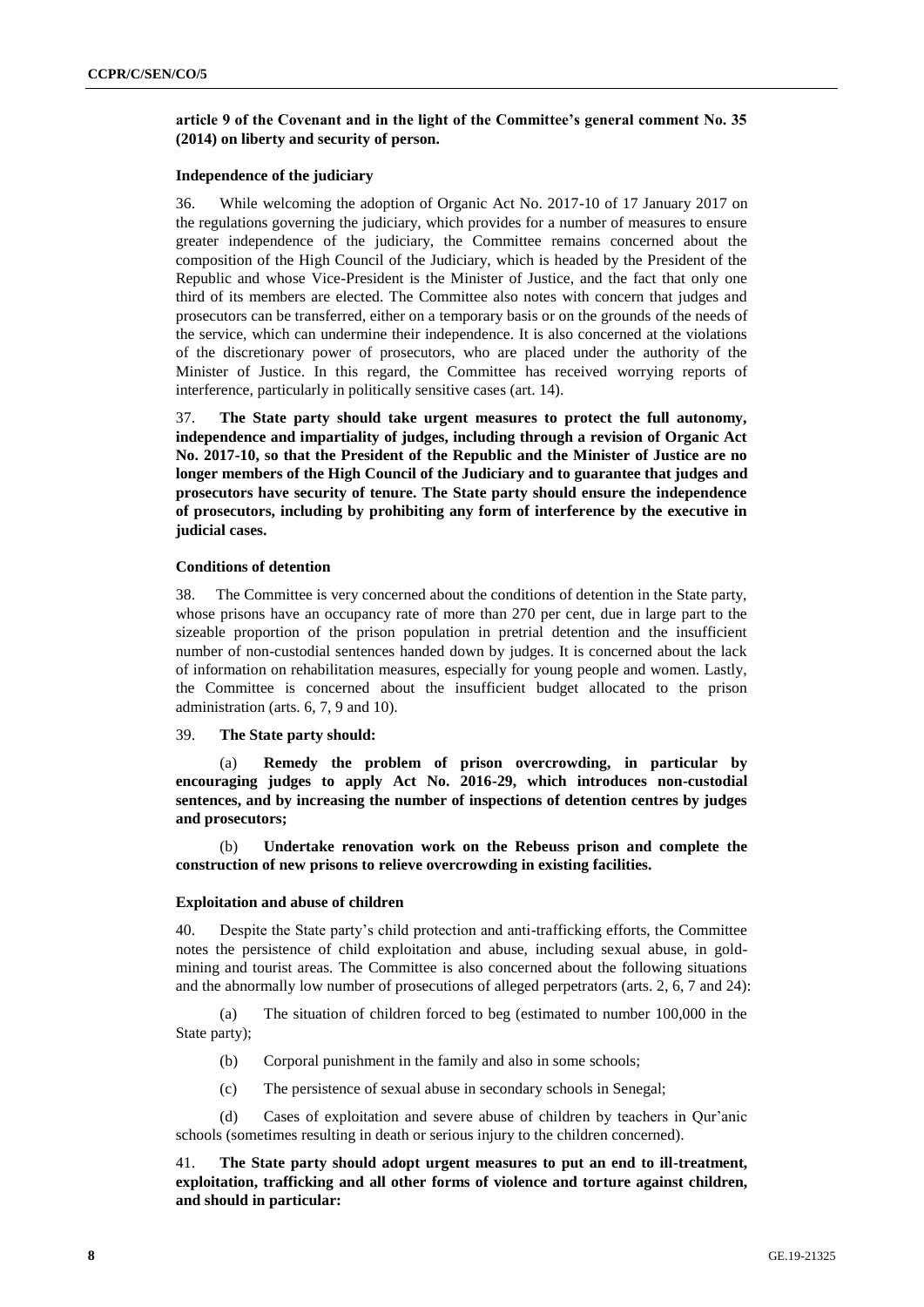**article 9 of the Covenant and in the light of the Committee's general comment No. 35 (2014) on liberty and security of person.**

### Independence of the judiciary

36. While welcoming the adoption of Organic Act No. 2017-10 of 17 January 2017 on the regulations governing the judiciary, which provides for a number of measures to ensure greater independence of the judiciary, the Committee remains concerned about the composition of the High Council of the Judiciary, which is headed by the President of the Republic and whose Vice-President is the Minister of Justice, and the fact that only one third of its members are elected. The Committee also notes with concern that judges and prosecutors can be transferred, either on a temporary basis or on the grounds of the needs of the service, which can undermine their independence. It is also concerned at the violations of the discretionary power of prosecutors, who are placed under the authority of the Minister of Justice. In this regard, the Committee has received worrying reports of interference, particularly in politically sensitive cases (art. 14).

37. **The State party should take urgent measures to protect the full autonomy, independence and impartiality of judges, including through a revision of Organic Act No. 2017-10, so that the President of the Republic and the Minister of Justice are no longer members of the High Council of the Judiciary and to guarantee that judges and prosecutors have security of tenure. The State party should ensure the independence of prosecutors, including by prohibiting any form of interference by the executive in judicial cases.**

### Conditions of detention

38. The Committee is very concerned about the conditions of detention in the State party, whose prisons have an occupancy rate of more than 270 per cent, due in large part to the sizeable proportion of the prison population in pretrial detention and the insufficient number of non-custodial sentences handed down by judges. It is concerned about the lack of information on rehabilitation measures, especially for young people and women. Lastly, the Committee is concerned about the insufficient budget allocated to the prison administration (arts. 6, 7, 9 and 10).

39. **The State party should:**

(a) **Remedy the problem of prison overcrowding, in particular by encouraging judges to apply Act No. 2016-29, which introduces non-custodial sentences, and by increasing the number of inspections of detention centres by judges and prosecutors;**

(b) **Undertake renovation work on the Rebeuss prison and complete the construction of new prisons to relieve overcrowding in existing facilities.**

### Exploitation and abuse of children

40. Despite the State party's child protection and anti-trafficking efforts, the Committee notes the persistence of child exploitation and abuse, including sexual abuse, in gold-mining and tourist areas. The Committee is also concerned about the following situations and the abnormally low number of prosecutions of alleged perpetrators (arts. 2, 6, 7 and 24):

(a) The situation of children forced to beg (estimated to number 100,000 in the State party);

(b) Corporal punishment in the family and also in some schools;

(c) The persistence of sexual abuse in secondary schools in Senegal;

(d) Cases of exploitation and severe abuse of children by teachers in Qur'anic schools (sometimes resulting in death or serious injury to the children concerned).

41. **The State party should adopt urgent measures to put an end to ill-treatment, exploitation, trafficking and all other forms of violence and torture against children, and should in particular:**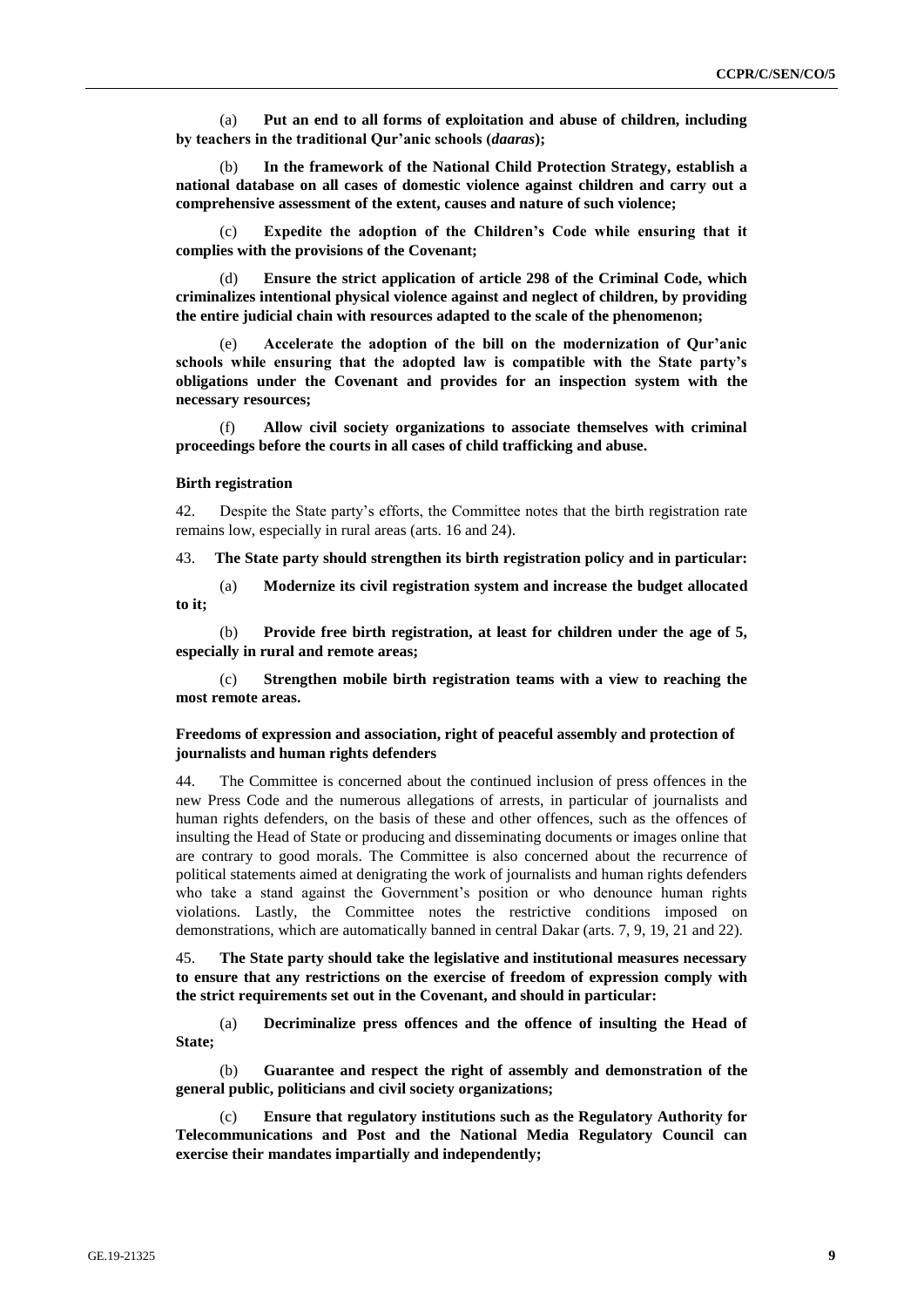(a) **Put an end to all forms of exploitation and abuse of children, including by teachers in the traditional Qur'anic schools (*daaras*);**

(b) **In the framework of the National Child Protection Strategy, establish a national database on all cases of domestic violence against children and carry out a comprehensive assessment of the extent, causes and nature of such violence;**

(c) **Expedite the adoption of the Children's Code while ensuring that it complies with the provisions of the Covenant;**

(d) **Ensure the strict application of article 298 of the Criminal Code, which criminalizes intentional physical violence against and neglect of children, by providing the entire judicial chain with resources adapted to the scale of the phenomenon;**

(e) **Accelerate the adoption of the bill on the modernization of Qur'anic schools while ensuring that the adopted law is compatible with the State party's obligations under the Covenant and provides for an inspection system with the necessary resources;**

(f) **Allow civil society organizations to associate themselves with criminal proceedings before the courts in all cases of child trafficking and abuse.**

### Birth registration

42. Despite the State party's efforts, the Committee notes that the birth registration rate remains low, especially in rural areas (arts. 16 and 24).

43. **The State party should strengthen its birth registration policy and in particular:**

(a) **Modernize its civil registration system and increase the budget allocated to it;**

(b) **Provide free birth registration, at least for children under the age of 5, especially in rural and remote areas;**

(c) **Strengthen mobile birth registration teams with a view to reaching the most remote areas.**

### Freedoms of expression and association, right of peaceful assembly and protection of journalists and human rights defenders

44. The Committee is concerned about the continued inclusion of press offences in the new Press Code and the numerous allegations of arrests, in particular of journalists and human rights defenders, on the basis of these and other offences, such as the offences of insulting the Head of State or producing and disseminating documents or images online that are contrary to good morals. The Committee is also concerned about the recurrence of political statements aimed at denigrating the work of journalists and human rights defenders who take a stand against the Government's position or who denounce human rights violations. Lastly, the Committee notes the restrictive conditions imposed on demonstrations, which are automatically banned in central Dakar (arts. 7, 9, 19, 21 and 22).

45. **The State party should take the legislative and institutional measures necessary to ensure that any restrictions on the exercise of freedom of expression comply with the strict requirements set out in the Covenant, and should in particular:**

(a) **Decriminalize press offences and the offence of insulting the Head of State;**

(b) **Guarantee and respect the right of assembly and demonstration of the general public, politicians and civil society organizations;**

(c) **Ensure that regulatory institutions such as the Regulatory Authority for Telecommunications and Post and the National Media Regulatory Council can exercise their mandates impartially and independently;**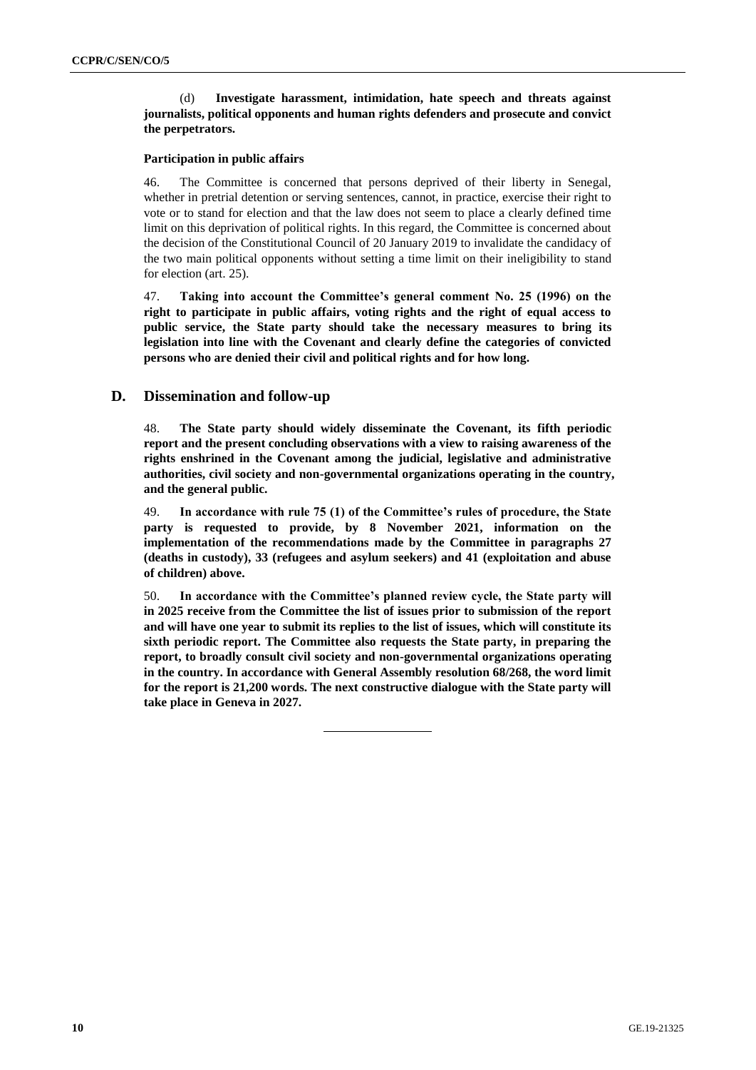(d) **Investigate harassment, intimidation, hate speech and threats against journalists, political opponents and human rights defenders and prosecute and convict the perpetrators.**

**Participation in public affairs**

46. The Committee is concerned that persons deprived of their liberty in Senegal, whether in pretrial detention or serving sentences, cannot, in practice, exercise their right to vote or to stand for election and that the law does not seem to place a clearly defined time limit on this deprivation of political rights. In this regard, the Committee is concerned about the decision of the Constitutional Council of 20 January 2019 to invalidate the candidacy of the two main political opponents without setting a time limit on their ineligibility to stand for election (art. 25).

47. **Taking into account the Committee's general comment No. 25 (1996) on the right to participate in public affairs, voting rights and the right of equal access to public service, the State party should take the necessary measures to bring its legislation into line with the Covenant and clearly define the categories of convicted persons who are denied their civil and political rights and for how long.**

## D. Dissemination and follow-up

48. **The State party should widely disseminate the Covenant, its fifth periodic report and the present concluding observations with a view to raising awareness of the rights enshrined in the Covenant among the judicial, legislative and administrative authorities, civil society and non-governmental organizations operating in the country, and the general public.**

49. **In accordance with rule 75 (1) of the Committee's rules of procedure, the State party is requested to provide, by 8 November 2021, information on the implementation of the recommendations made by the Committee in paragraphs 27 (deaths in custody), 33 (refugees and asylum seekers) and 41 (exploitation and abuse of children) above.**

50. **In accordance with the Committee's planned review cycle, the State party will in 2025 receive from the Committee the list of issues prior to submission of the report and will have one year to submit its replies to the list of issues, which will constitute its sixth periodic report. The Committee also requests the State party, in preparing the report, to broadly consult civil society and non-governmental organizations operating in the country. In accordance with General Assembly resolution 68/268, the word limit for the report is 21,200 words. The next constructive dialogue with the State party will take place in Geneva in 2027.**